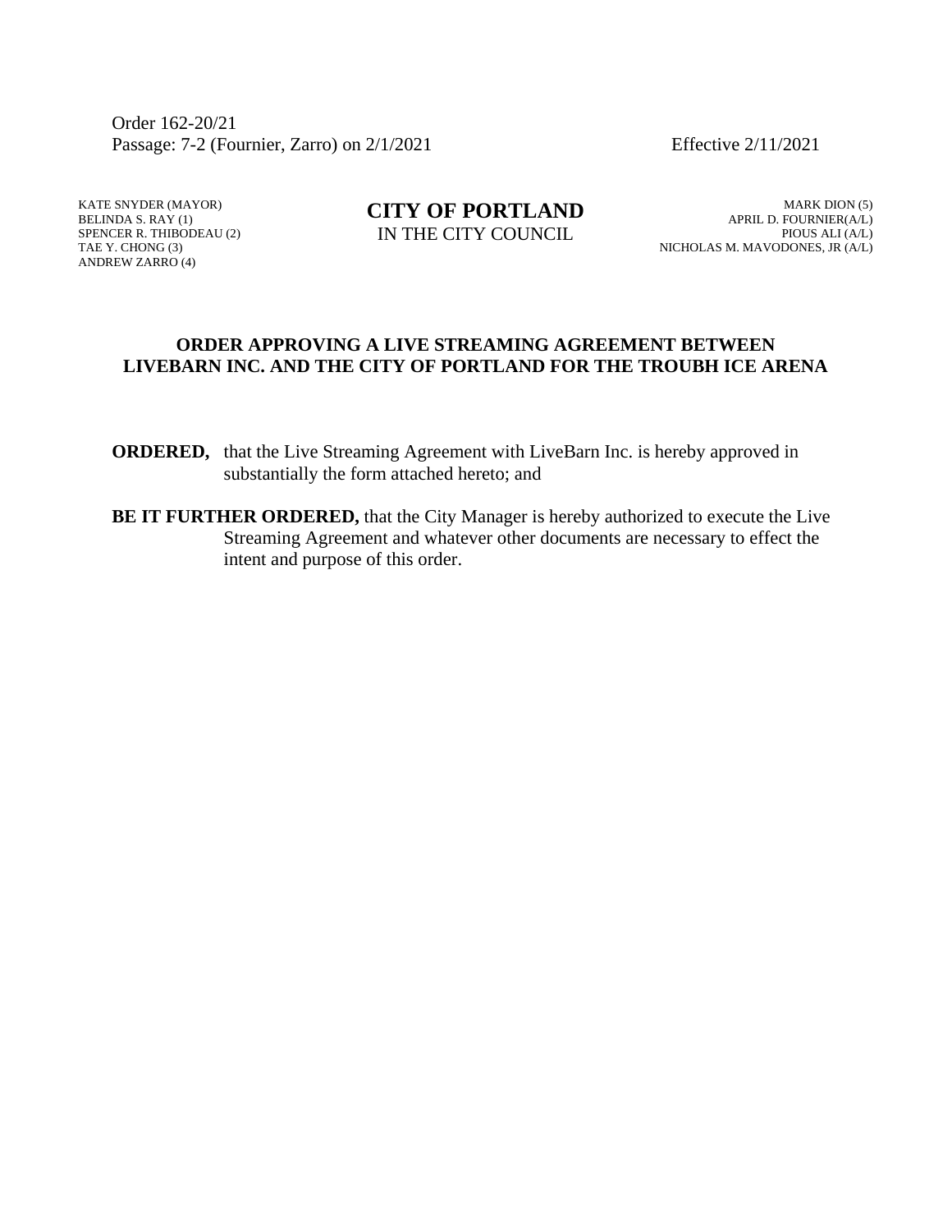Order 162-20/21
Passage: 7-2 (Fournier, Zarro) on 2/1/2021 Effective 2/11/2021

KATE SNYDER (MAYOR)
BELINDA S. RAY (1)
SPENCER R. THIBODEAU (2)
TAE Y. CHONG (3)
ANDREW ZARRO (4)

**CITY OF PORTLAND**
IN THE CITY COUNCIL

MARK DION (5)
APRIL D. FOURNIER(A/L)
PIOUS ALI (A/L)
NICHOLAS M. MAVODONES, JR (A/L)

## ORDER APPROVING A LIVE STREAMING AGREEMENT BETWEEN LIVEBARN INC. AND THE CITY OF PORTLAND FOR THE TROUBH ICE ARENA

**ORDERED,** that the Live Streaming Agreement with LiveBarn Inc. is hereby approved in substantially the form attached hereto; and

**BE IT FURTHER ORDERED,** that the City Manager is hereby authorized to execute the Live Streaming Agreement and whatever other documents are necessary to effect the intent and purpose of this order.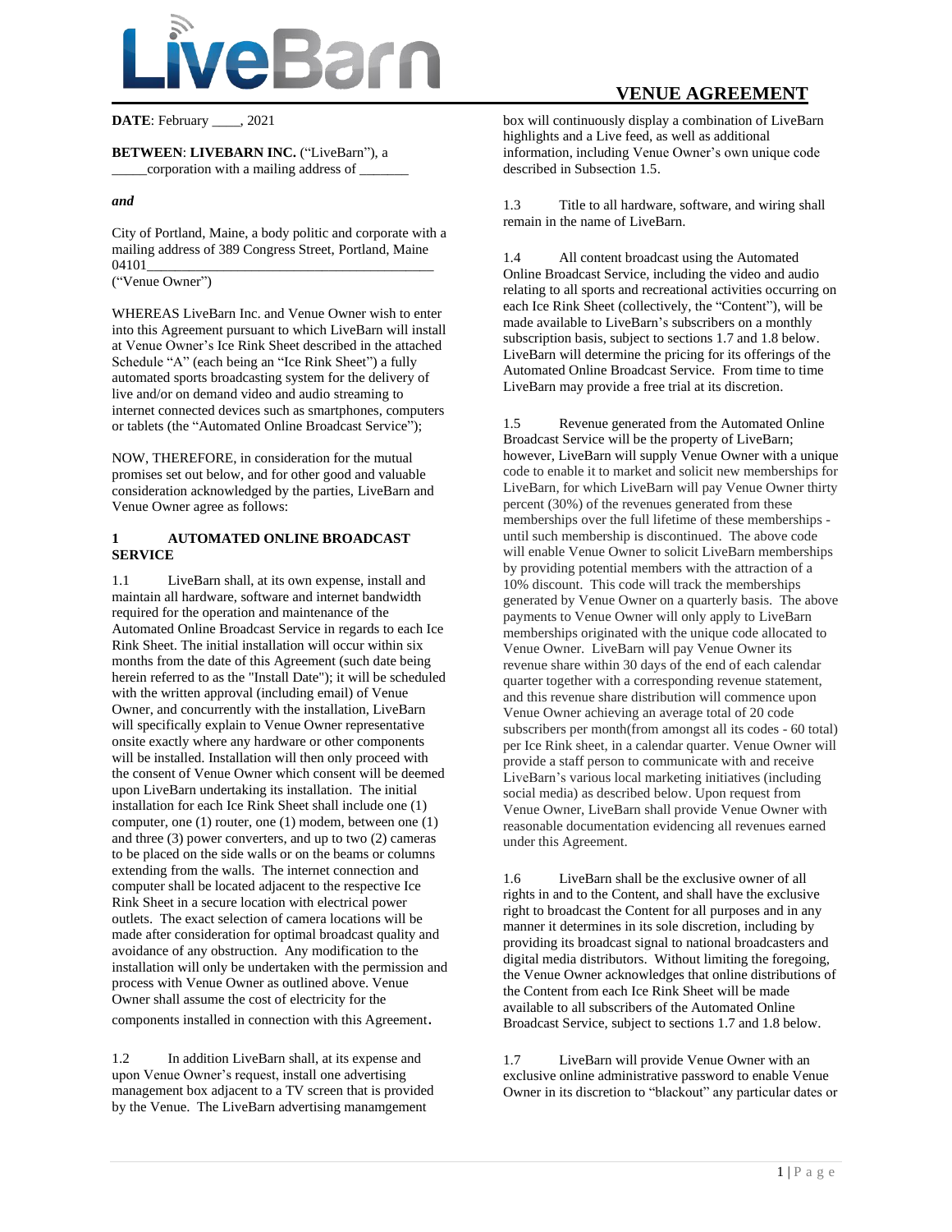# VENUE AGREEMENT

**DATE**: February ____, 2021

**BETWEEN**: **LIVEBARN INC.** ("LiveBarn"), a _____corporation with a mailing address of _______

***and***

City of Portland, Maine, a body politic and corporate with a mailing address of 389 Congress Street, Portland, Maine 04101_________________________________________
("Venue Owner")

WHEREAS LiveBarn Inc. and Venue Owner wish to enter into this Agreement pursuant to which LiveBarn will install at Venue Owner's Ice Rink Sheet described in the attached Schedule "A" (each being an "Ice Rink Sheet") a fully automated sports broadcasting system for the delivery of live and/or on demand video and audio streaming to internet connected devices such as smartphones, computers or tablets (the "Automated Online Broadcast Service");

NOW, THEREFORE, in consideration for the mutual promises set out below, and for other good and valuable consideration acknowledged by the parties, LiveBarn and Venue Owner agree as follows:

## 1 AUTOMATED ONLINE BROADCAST SERVICE

1.1 LiveBarn shall, at its own expense, install and maintain all hardware, software and internet bandwidth required for the operation and maintenance of the Automated Online Broadcast Service in regards to each Ice Rink Sheet. The initial installation will occur within six months from the date of this Agreement (such date being herein referred to as the "Install Date"); it will be scheduled with the written approval (including email) of Venue Owner, and concurrently with the installation, LiveBarn will specifically explain to Venue Owner representative onsite exactly where any hardware or other components will be installed. Installation will then only proceed with the consent of Venue Owner which consent will be deemed upon LiveBarn undertaking its installation. The initial installation for each Ice Rink Sheet shall include one (1) computer, one (1) router, one (1) modem, between one (1) and three (3) power converters, and up to two (2) cameras to be placed on the side walls or on the beams or columns extending from the walls. The internet connection and computer shall be located adjacent to the respective Ice Rink Sheet in a secure location with electrical power outlets. The exact selection of camera locations will be made after consideration for optimal broadcast quality and avoidance of any obstruction. Any modification to the installation will only be undertaken with the permission and process with Venue Owner as outlined above. Venue Owner shall assume the cost of electricity for the components installed in connection with this Agreement.

1.2 In addition LiveBarn shall, at its expense and upon Venue Owner's request, install one advertising management box adjacent to a TV screen that is provided by the Venue. The LiveBarn advertising manamgement box will continuously display a combination of LiveBarn highlights and a Live feed, as well as additional information, including Venue Owner's own unique code described in Subsection 1.5.

1.3 Title to all hardware, software, and wiring shall remain in the name of LiveBarn.

1.4 All content broadcast using the Automated Online Broadcast Service, including the video and audio relating to all sports and recreational activities occurring on each Ice Rink Sheet (collectively, the "Content"), will be made available to LiveBarn's subscribers on a monthly subscription basis, subject to sections 1.7 and 1.8 below. LiveBarn will determine the pricing for its offerings of the Automated Online Broadcast Service. From time to time LiveBarn may provide a free trial at its discretion.

1.5 Revenue generated from the Automated Online Broadcast Service will be the property of LiveBarn; however, LiveBarn will supply Venue Owner with a unique code to enable it to market and solicit new memberships for LiveBarn, for which LiveBarn will pay Venue Owner thirty percent (30%) of the revenues generated from these memberships over the full lifetime of these memberships - until such membership is discontinued. The above code will enable Venue Owner to solicit LiveBarn memberships by providing potential members with the attraction of a 10% discount. This code will track the memberships generated by Venue Owner on a quarterly basis. The above payments to Venue Owner will only apply to LiveBarn memberships originated with the unique code allocated to Venue Owner. LiveBarn will pay Venue Owner its revenue share within 30 days of the end of each calendar quarter together with a corresponding revenue statement, and this revenue share distribution will commence upon Venue Owner achieving an average total of 20 code subscribers per month(from amongst all its codes - 60 total) per Ice Rink sheet, in a calendar quarter. Venue Owner will provide a staff person to communicate with and receive LiveBarn's various local marketing initiatives (including social media) as described below. Upon request from Venue Owner, LiveBarn shall provide Venue Owner with reasonable documentation evidencing all revenues earned under this Agreement.

1.6 LiveBarn shall be the exclusive owner of all rights in and to the Content, and shall have the exclusive right to broadcast the Content for all purposes and in any manner it determines in its sole discretion, including by providing its broadcast signal to national broadcasters and digital media distributors. Without limiting the foregoing, the Venue Owner acknowledges that online distributions of the Content from each Ice Rink Sheet will be made available to all subscribers of the Automated Online Broadcast Service, subject to sections 1.7 and 1.8 below.

1.7 LiveBarn will provide Venue Owner with an exclusive online administrative password to enable Venue Owner in its discretion to "blackout" any particular dates or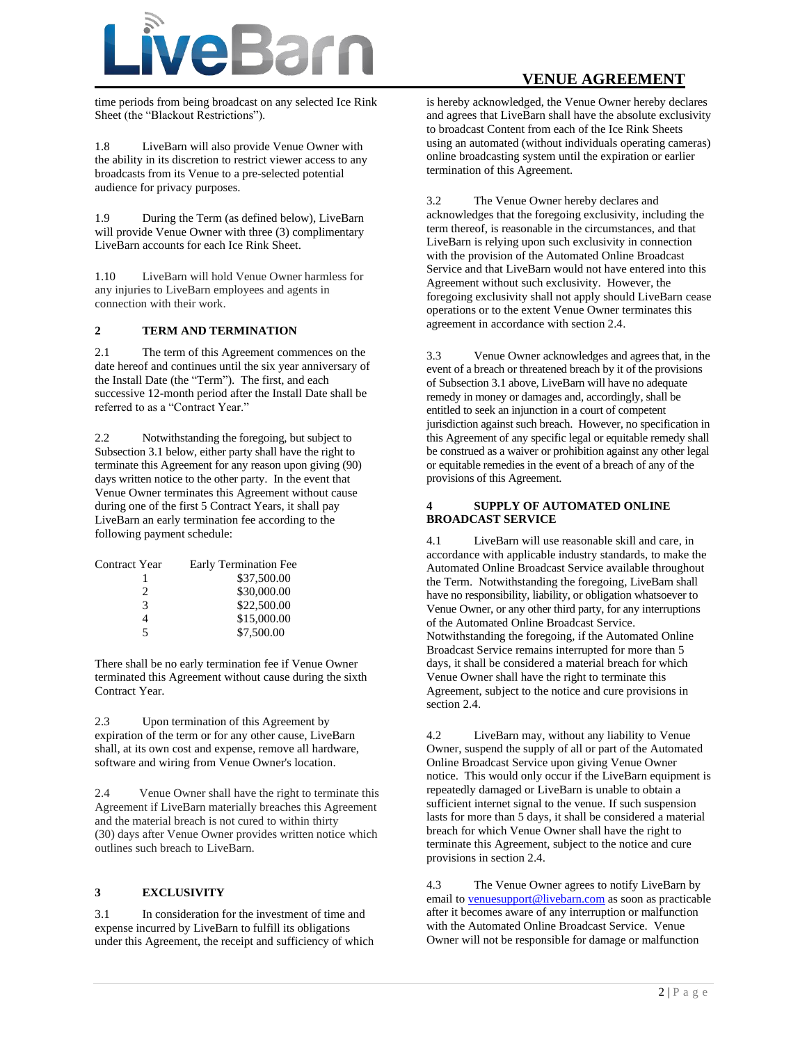time periods from being broadcast on any selected Ice Rink Sheet (the "Blackout Restrictions").

1.8 LiveBarn will also provide Venue Owner with the ability in its discretion to restrict viewer access to any broadcasts from its Venue to a pre-selected potential audience for privacy purposes.

1.9 During the Term (as defined below), LiveBarn will provide Venue Owner with three (3) complimentary LiveBarn accounts for each Ice Rink Sheet.

1.10 LiveBarn will hold Venue Owner harmless for any injuries to LiveBarn employees and agents in connection with their work.

## 2 TERM AND TERMINATION

2.1 The term of this Agreement commences on the date hereof and continues until the six year anniversary of the Install Date (the "Term"). The first, and each successive 12-month period after the Install Date shall be referred to as a "Contract Year."

2.2 Notwithstanding the foregoing, but subject to Subsection 3.1 below, either party shall have the right to terminate this Agreement for any reason upon giving (90) days written notice to the other party. In the event that Venue Owner terminates this Agreement without cause during one of the first 5 Contract Years, it shall pay LiveBarn an early termination fee according to the following payment schedule:

| Contract Year | Early Termination Fee |
|---|---|
| 1 | $37,500.00 |
| 2 | $30,000.00 |
| 3 | $22,500.00 |
| 4 | $15,000.00 |
| 5 | $7,500.00 |

There shall be no early termination fee if Venue Owner terminated this Agreement without cause during the sixth Contract Year.

2.3 Upon termination of this Agreement by expiration of the term or for any other cause, LiveBarn shall, at its own cost and expense, remove all hardware, software and wiring from Venue Owner's location.

2.4 Venue Owner shall have the right to terminate this Agreement if LiveBarn materially breaches this Agreement and the material breach is not cured to within thirty (30) days after Venue Owner provides written notice which outlines such breach to LiveBarn.

## 3 EXCLUSIVITY

3.1 In consideration for the investment of time and expense incurred by LiveBarn to fulfill its obligations under this Agreement, the receipt and sufficiency of which is hereby acknowledged, the Venue Owner hereby declares and agrees that LiveBarn shall have the absolute exclusivity to broadcast Content from each of the Ice Rink Sheets using an automated (without individuals operating cameras) online broadcasting system until the expiration or earlier termination of this Agreement.

3.2 The Venue Owner hereby declares and acknowledges that the foregoing exclusivity, including the term thereof, is reasonable in the circumstances, and that LiveBarn is relying upon such exclusivity in connection with the provision of the Automated Online Broadcast Service and that LiveBarn would not have entered into this Agreement without such exclusivity. However, the foregoing exclusivity shall not apply should LiveBarn cease operations or to the extent Venue Owner terminates this agreement in accordance with section 2.4.

3.3 Venue Owner acknowledges and agrees that, in the event of a breach or threatened breach by it of the provisions of Subsection 3.1 above, LiveBarn will have no adequate remedy in money or damages and, accordingly, shall be entitled to seek an injunction in a court of competent jurisdiction against such breach. However, no specification in this Agreement of any specific legal or equitable remedy shall be construed as a waiver or prohibition against any other legal or equitable remedies in the event of a breach of any of the provisions of this Agreement.

## 4 SUPPLY OF AUTOMATED ONLINE BROADCAST SERVICE

4.1 LiveBarn will use reasonable skill and care, in accordance with applicable industry standards, to make the Automated Online Broadcast Service available throughout the Term. Notwithstanding the foregoing, LiveBarn shall have no responsibility, liability, or obligation whatsoever to Venue Owner, or any other third party, for any interruptions of the Automated Online Broadcast Service. Notwithstanding the foregoing, if the Automated Online Broadcast Service remains interrupted for more than 5 days, it shall be considered a material breach for which Venue Owner shall have the right to terminate this Agreement, subject to the notice and cure provisions in section 2.4.

4.2 LiveBarn may, without any liability to Venue Owner, suspend the supply of all or part of the Automated Online Broadcast Service upon giving Venue Owner notice. This would only occur if the LiveBarn equipment is repeatedly damaged or LiveBarn is unable to obtain a sufficient internet signal to the venue. If such suspension lasts for more than 5 days, it shall be considered a material breach for which Venue Owner shall have the right to terminate this Agreement, subject to the notice and cure provisions in section 2.4.

4.3 The Venue Owner agrees to notify LiveBarn by email to venuesupport@livebarn.com as soon as practicable after it becomes aware of any interruption or malfunction with the Automated Online Broadcast Service. Venue Owner will not be responsible for damage or malfunction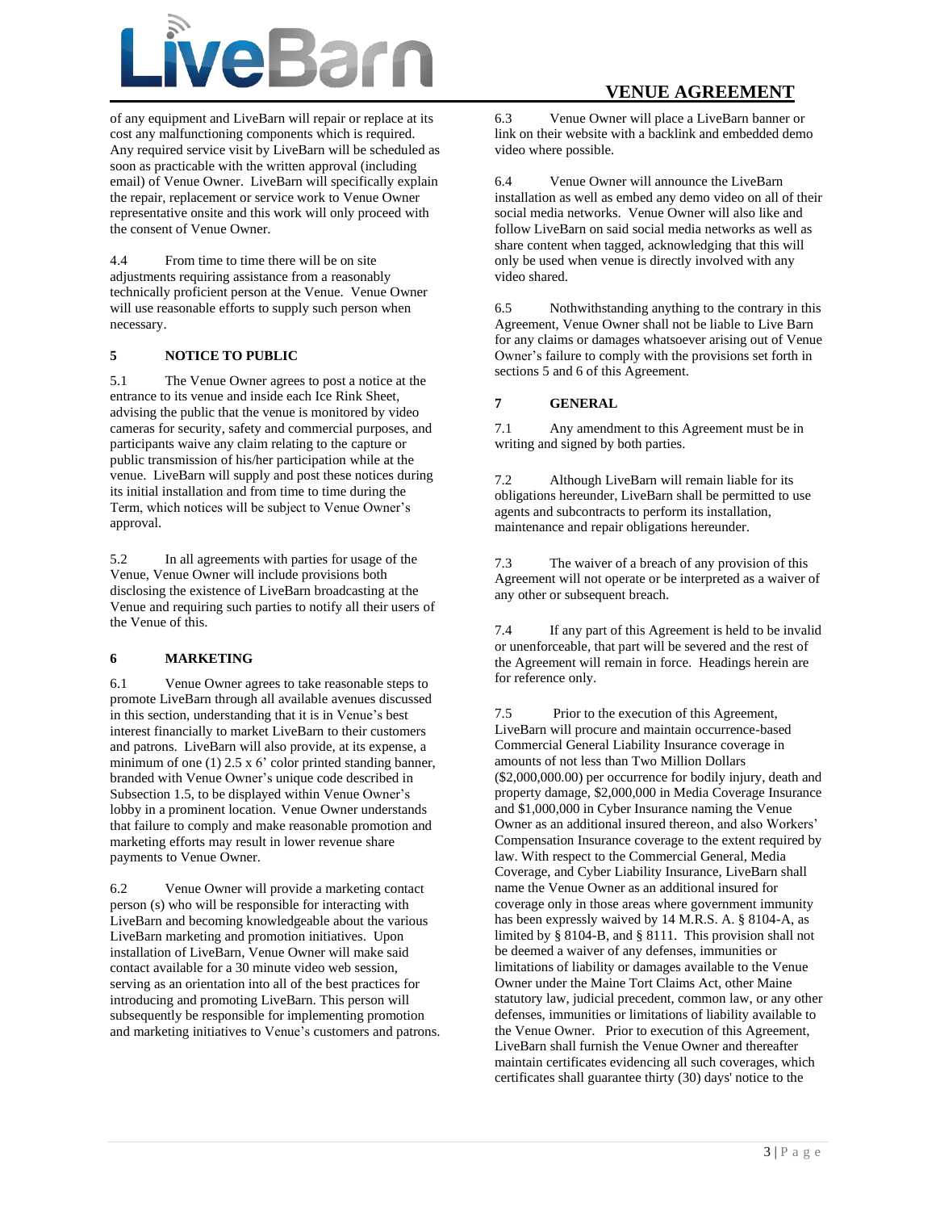of any equipment and LiveBarn will repair or replace at its cost any malfunctioning components which is required. Any required service visit by LiveBarn will be scheduled as soon as practicable with the written approval (including email) of Venue Owner. LiveBarn will specifically explain the repair, replacement or service work to Venue Owner representative onsite and this work will only proceed with the consent of Venue Owner.

4.4 From time to time there will be on site adjustments requiring assistance from a reasonably technically proficient person at the Venue. Venue Owner will use reasonable efforts to supply such person when necessary.

**5 NOTICE TO PUBLIC**

5.1 The Venue Owner agrees to post a notice at the entrance to its venue and inside each Ice Rink Sheet, advising the public that the venue is monitored by video cameras for security, safety and commercial purposes, and participants waive any claim relating to the capture or public transmission of his/her participation while at the venue. LiveBarn will supply and post these notices during its initial installation and from time to time during the Term, which notices will be subject to Venue Owner's approval.

5.2 In all agreements with parties for usage of the Venue, Venue Owner will include provisions both disclosing the existence of LiveBarn broadcasting at the Venue and requiring such parties to notify all their users of the Venue of this.

**6 MARKETING**

6.1 Venue Owner agrees to take reasonable steps to promote LiveBarn through all available avenues discussed in this section, understanding that it is in Venue's best interest financially to market LiveBarn to their customers and patrons. LiveBarn will also provide, at its expense, a minimum of one (1) 2.5 x 6' color printed standing banner, branded with Venue Owner's unique code described in Subsection 1.5, to be displayed within Venue Owner's lobby in a prominent location. Venue Owner understands that failure to comply and make reasonable promotion and marketing efforts may result in lower revenue share payments to Venue Owner.

6.2 Venue Owner will provide a marketing contact person (s) who will be responsible for interacting with LiveBarn and becoming knowledgeable about the various LiveBarn marketing and promotion initiatives. Upon installation of LiveBarn, Venue Owner will make said contact available for a 30 minute video web session, serving as an orientation into all of the best practices for introducing and promoting LiveBarn. This person will subsequently be responsible for implementing promotion and marketing initiatives to Venue's customers and patrons.

6.3 Venue Owner will place a LiveBarn banner or link on their website with a backlink and embedded demo video where possible.

6.4 Venue Owner will announce the LiveBarn installation as well as embed any demo video on all of their social media networks. Venue Owner will also like and follow LiveBarn on said social media networks as well as share content when tagged, acknowledging that this will only be used when venue is directly involved with any video shared.

6.5 Nothwithstanding anything to the contrary in this Agreement, Venue Owner shall not be liable to Live Barn for any claims or damages whatsoever arising out of Venue Owner's failure to comply with the provisions set forth in sections 5 and 6 of this Agreement.

**7 GENERAL**

7.1 Any amendment to this Agreement must be in writing and signed by both parties.

7.2 Although LiveBarn will remain liable for its obligations hereunder, LiveBarn shall be permitted to use agents and subcontracts to perform its installation, maintenance and repair obligations hereunder.

7.3 The waiver of a breach of any provision of this Agreement will not operate or be interpreted as a waiver of any other or subsequent breach.

7.4 If any part of this Agreement is held to be invalid or unenforceable, that part will be severed and the rest of the Agreement will remain in force. Headings herein are for reference only.

7.5 Prior to the execution of this Agreement, LiveBarn will procure and maintain occurrence-based Commercial General Liability Insurance coverage in amounts of not less than Two Million Dollars ($2,000,000.00) per occurrence for bodily injury, death and property damage, $2,000,000 in Media Coverage Insurance and $1,000,000 in Cyber Insurance naming the Venue Owner as an additional insured thereon, and also Workers' Compensation Insurance coverage to the extent required by law. With respect to the Commercial General, Media Coverage, and Cyber Liability Insurance, LiveBarn shall name the Venue Owner as an additional insured for coverage only in those areas where government immunity has been expressly waived by 14 M.R.S. A. § 8104-A, as limited by § 8104-B, and § 8111. This provision shall not be deemed a waiver of any defenses, immunities or limitations of liability or damages available to the Venue Owner under the Maine Tort Claims Act, other Maine statutory law, judicial precedent, common law, or any other defenses, immunities or limitations of liability available to the Venue Owner. Prior to execution of this Agreement, LiveBarn shall furnish the Venue Owner and thereafter maintain certificates evidencing all such coverages, which certificates shall guarantee thirty (30) days' notice to the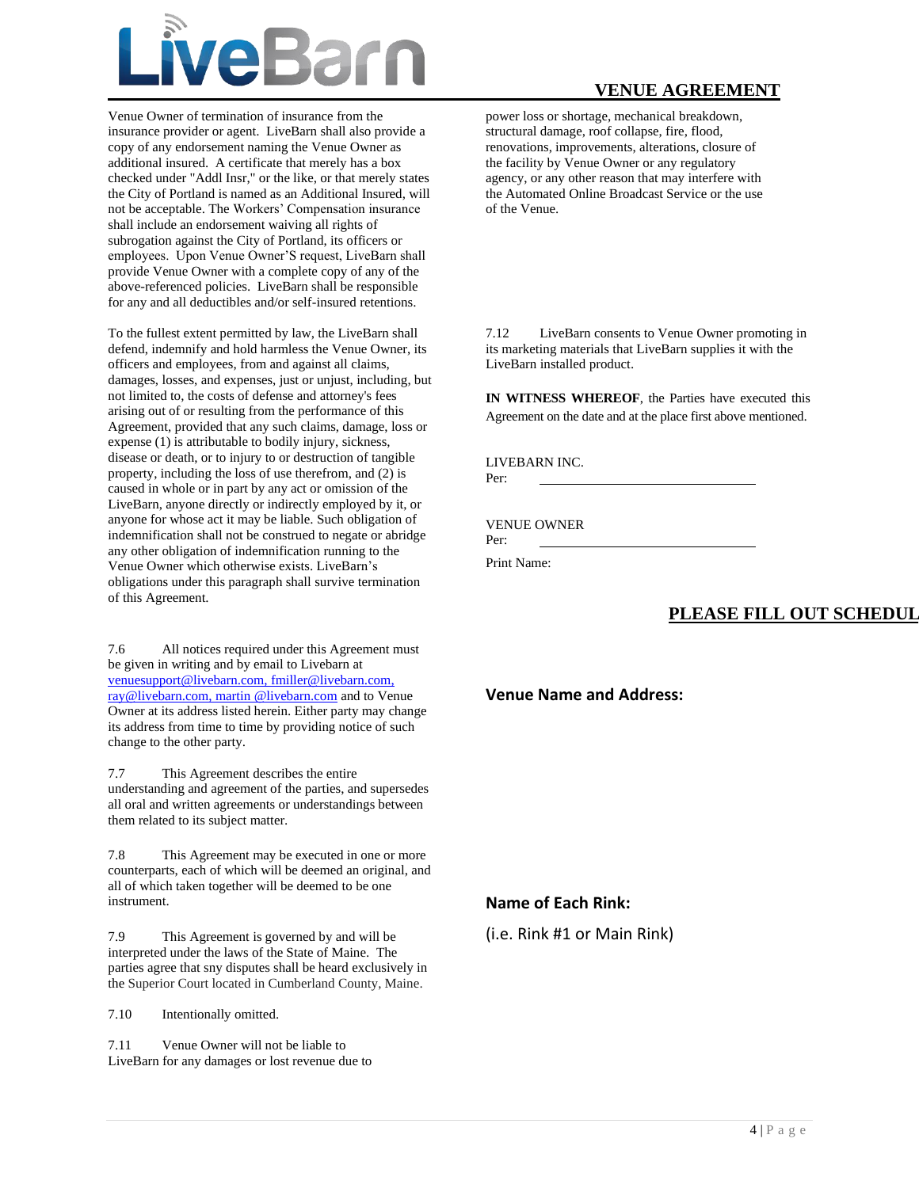Venue Owner of termination of insurance from the insurance provider or agent. LiveBarn shall also provide a copy of any endorsement naming the Venue Owner as additional insured. A certificate that merely has a box checked under "Addl Insr," or the like, or that merely states the City of Portland is named as an Additional Insured, will not be acceptable. The Workers' Compensation insurance shall include an endorsement waiving all rights of subrogation against the City of Portland, its officers or employees. Upon Venue Owner'S request, LiveBarn shall provide Venue Owner with a complete copy of any of the above-referenced policies. LiveBarn shall be responsible for any and all deductibles and/or self-insured retentions.

To the fullest extent permitted by law, the LiveBarn shall defend, indemnify and hold harmless the Venue Owner, its officers and employees, from and against all claims, damages, losses, and expenses, just or unjust, including, but not limited to, the costs of defense and attorney's fees arising out of or resulting from the performance of this Agreement, provided that any such claims, damage, loss or expense (1) is attributable to bodily injury, sickness, disease or death, or to injury to or destruction of tangible property, including the loss of use therefrom, and (2) is caused in whole or in part by any act or omission of the LiveBarn, anyone directly or indirectly employed by it, or anyone for whose act it may be liable. Such obligation of indemnification shall not be construed to negate or abridge any other obligation of indemnification running to the Venue Owner which otherwise exists. LiveBarn's obligations under this paragraph shall survive termination of this Agreement.

7.6 All notices required under this Agreement must be given in writing and by email to Livebarn at venuesupport@livebarn.com, fmiller@livebarn.com, ray@livebarn.com, martin @livebarn.com and to Venue Owner at its address listed herein. Either party may change its address from time to time by providing notice of such change to the other party.

7.7 This Agreement describes the entire understanding and agreement of the parties, and supersedes all oral and written agreements or understandings between them related to its subject matter.

7.8 This Agreement may be executed in one or more counterparts, each of which will be deemed an original, and all of which taken together will be deemed to be one instrument.

7.9 This Agreement is governed by and will be interpreted under the laws of the State of Maine. The parties agree that sny disputes shall be heard exclusively in the Superior Court located in Cumberland County, Maine.

7.10 Intentionally omitted.

7.11 Venue Owner will not be liable to LiveBarn for any damages or lost revenue due to power loss or shortage, mechanical breakdown, structural damage, roof collapse, fire, flood, renovations, improvements, alterations, closure of the facility by Venue Owner or any regulatory agency, or any other reason that may interfere with the Automated Online Broadcast Service or the use of the Venue.

7.12 LiveBarn consents to Venue Owner promoting in its marketing materials that LiveBarn supplies it with the LiveBarn installed product.

**IN WITNESS WHEREOF**, the Parties have executed this Agreement on the date and at the place first above mentioned.

LIVEBARN INC.
Per: ______________________________

VENUE OWNER
Per: ______________________________

Print Name:

## PLEASE FILL OUT SCHEDUL

**Venue Name and Address:**

**Name of Each Rink:**

(i.e. Rink #1 or Main Rink)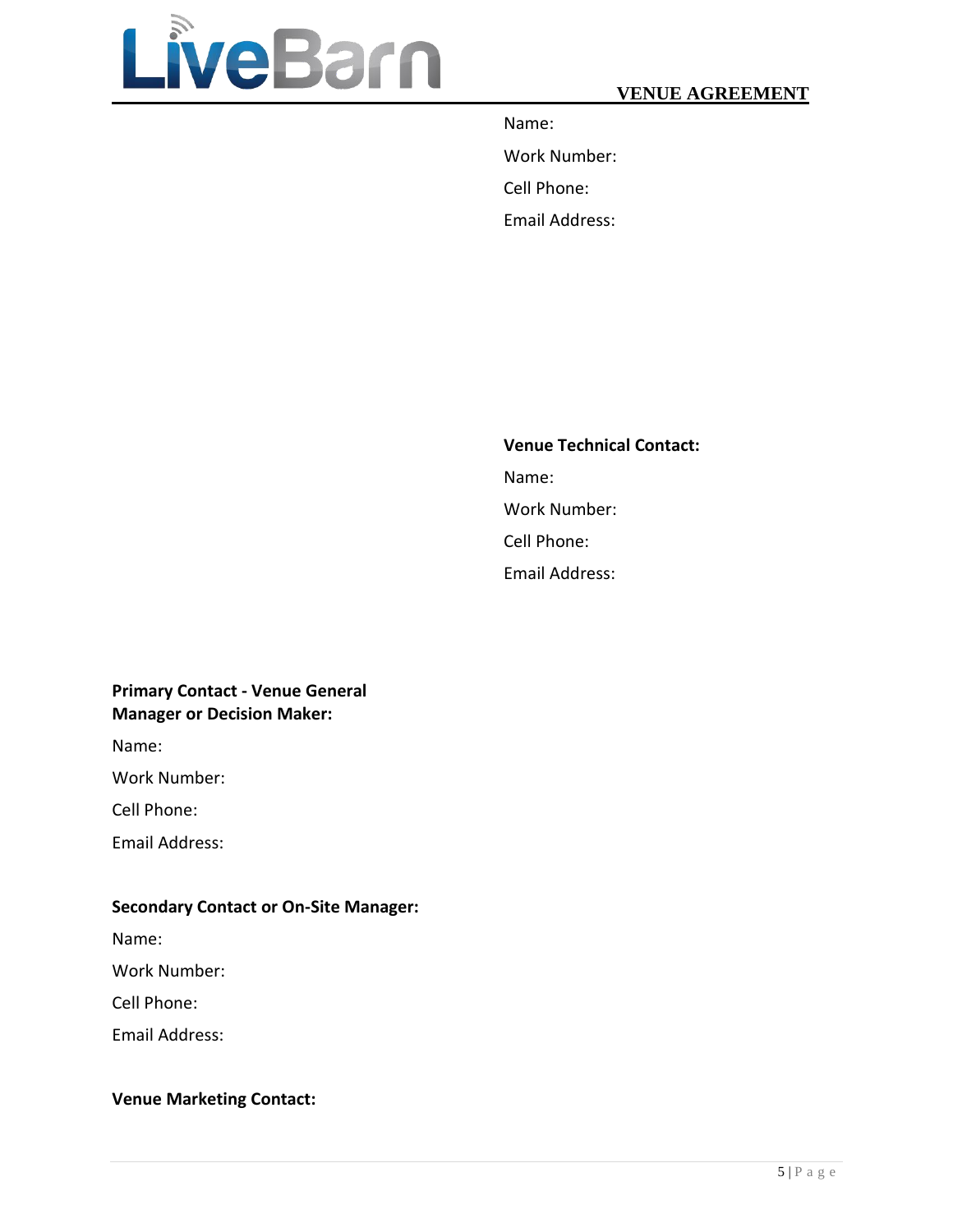Name:

Work Number:

Cell Phone:

Email Address:

**Venue Technical Contact:**

Name:

Work Number:

Cell Phone:

Email Address:

**Primary Contact - Venue General Manager or Decision Maker:**

Name:

Work Number:

Cell Phone:

Email Address:

**Secondary Contact or On-Site Manager:**

Name:

Work Number:

Cell Phone:

Email Address:

**Venue Marketing Contact:**